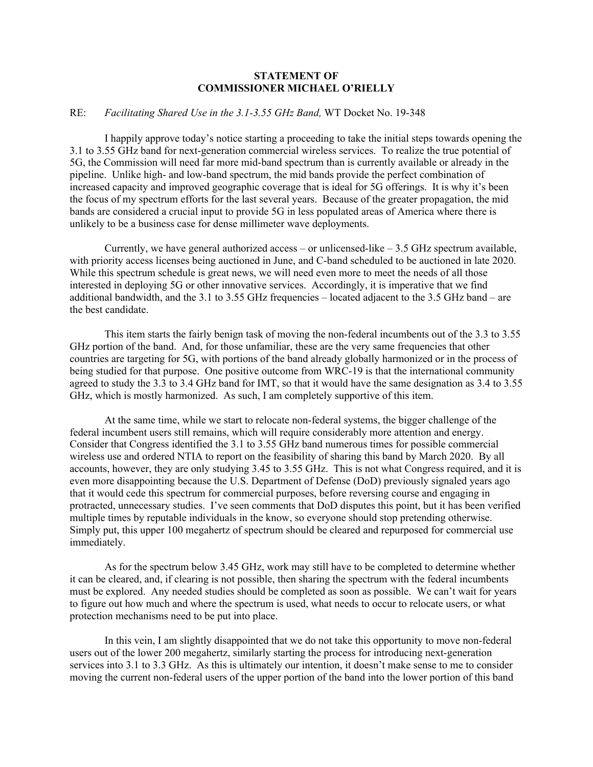**STATEMENT OF**
**COMMISSIONER MICHAEL O'RIELLY**

RE: *Facilitating Shared Use in the 3.1-3.55 GHz Band,* WT Docket No. 19-348

I happily approve today's notice starting a proceeding to take the initial steps towards opening the 3.1 to 3.55 GHz band for next-generation commercial wireless services. To realize the true potential of 5G, the Commission will need far more mid-band spectrum than is currently available or already in the pipeline. Unlike high- and low-band spectrum, the mid bands provide the perfect combination of increased capacity and improved geographic coverage that is ideal for 5G offerings. It is why it's been the focus of my spectrum efforts for the last several years. Because of the greater propagation, the mid bands are considered a crucial input to provide 5G in less populated areas of America where there is unlikely to be a business case for dense millimeter wave deployments.

Currently, we have general authorized access – or unlicensed-like – 3.5 GHz spectrum available, with priority access licenses being auctioned in June, and C-band scheduled to be auctioned in late 2020. While this spectrum schedule is great news, we will need even more to meet the needs of all those interested in deploying 5G or other innovative services. Accordingly, it is imperative that we find additional bandwidth, and the 3.1 to 3.55 GHz frequencies – located adjacent to the 3.5 GHz band – are the best candidate.

This item starts the fairly benign task of moving the non-federal incumbents out of the 3.3 to 3.55 GHz portion of the band. And, for those unfamiliar, these are the very same frequencies that other countries are targeting for 5G, with portions of the band already globally harmonized or in the process of being studied for that purpose. One positive outcome from WRC-19 is that the international community agreed to study the 3.3 to 3.4 GHz band for IMT, so that it would have the same designation as 3.4 to 3.55 GHz, which is mostly harmonized. As such, I am completely supportive of this item.

At the same time, while we start to relocate non-federal systems, the bigger challenge of the federal incumbent users still remains, which will require considerably more attention and energy. Consider that Congress identified the 3.1 to 3.55 GHz band numerous times for possible commercial wireless use and ordered NTIA to report on the feasibility of sharing this band by March 2020. By all accounts, however, they are only studying 3.45 to 3.55 GHz. This is not what Congress required, and it is even more disappointing because the U.S. Department of Defense (DoD) previously signaled years ago that it would cede this spectrum for commercial purposes, before reversing course and engaging in protracted, unnecessary studies. I've seen comments that DoD disputes this point, but it has been verified multiple times by reputable individuals in the know, so everyone should stop pretending otherwise. Simply put, this upper 100 megahertz of spectrum should be cleared and repurposed for commercial use immediately.

As for the spectrum below 3.45 GHz, work may still have to be completed to determine whether it can be cleared, and, if clearing is not possible, then sharing the spectrum with the federal incumbents must be explored. Any needed studies should be completed as soon as possible. We can't wait for years to figure out how much and where the spectrum is used, what needs to occur to relocate users, or what protection mechanisms need to be put into place.

In this vein, I am slightly disappointed that we do not take this opportunity to move non-federal users out of the lower 200 megahertz, similarly starting the process for introducing next-generation services into 3.1 to 3.3 GHz. As this is ultimately our intention, it doesn't make sense to me to consider moving the current non-federal users of the upper portion of the band into the lower portion of this band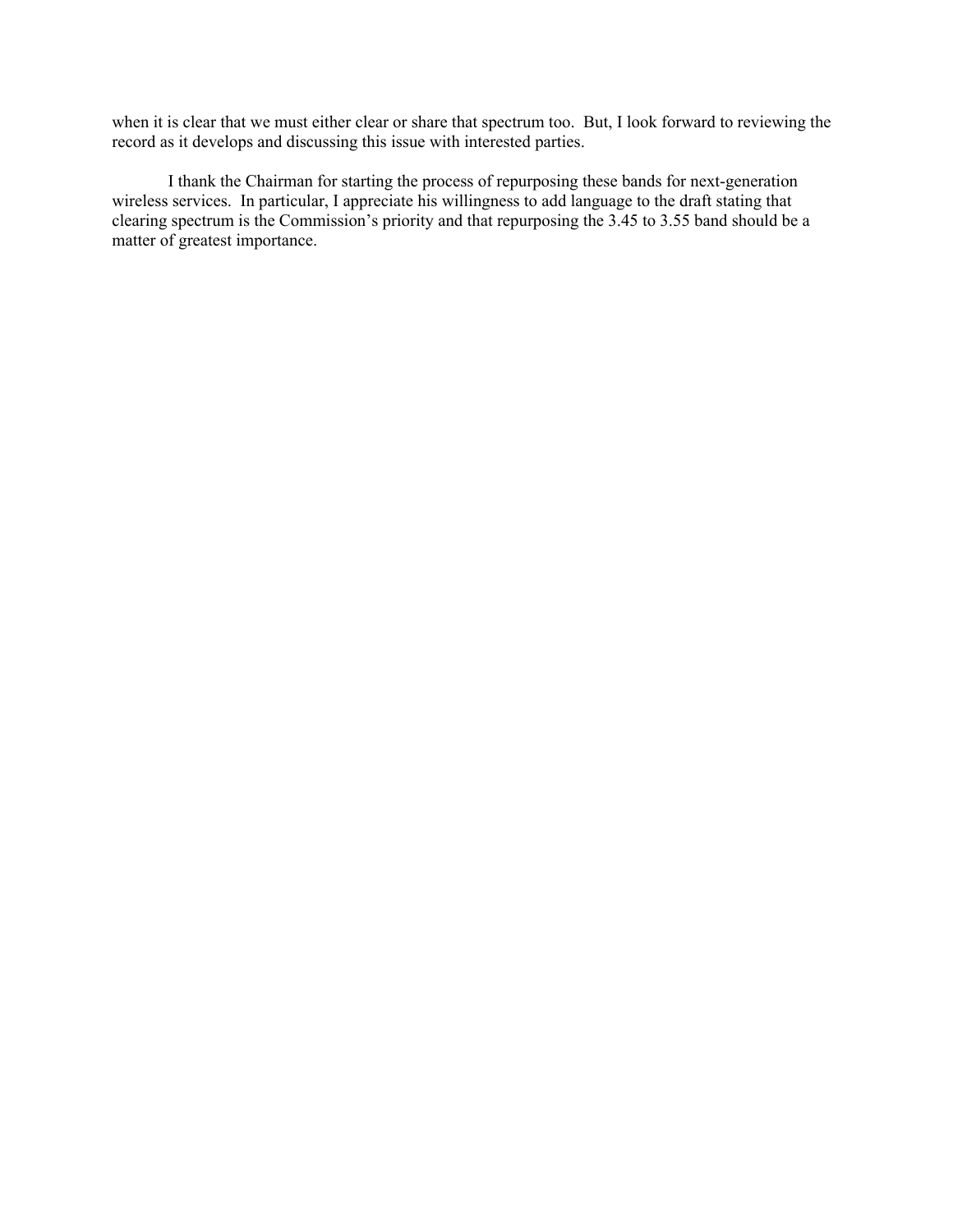when it is clear that we must either clear or share that spectrum too. But, I look forward to reviewing the record as it develops and discussing this issue with interested parties.

I thank the Chairman for starting the process of repurposing these bands for next-generation wireless services. In particular, I appreciate his willingness to add language to the draft stating that clearing spectrum is the Commission's priority and that repurposing the 3.45 to 3.55 band should be a matter of greatest importance.